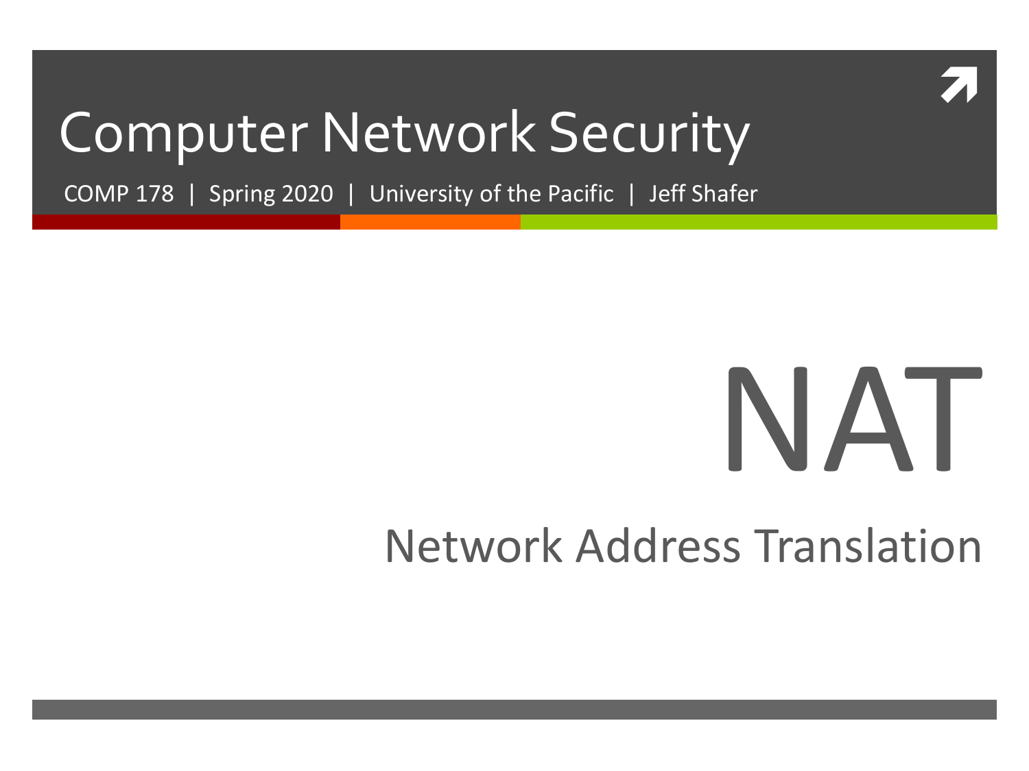# Computer Network Security

COMP 178 | Spring 2020 | University of the Pacific | Jeff Shafer

# NAT

## Network Address Translation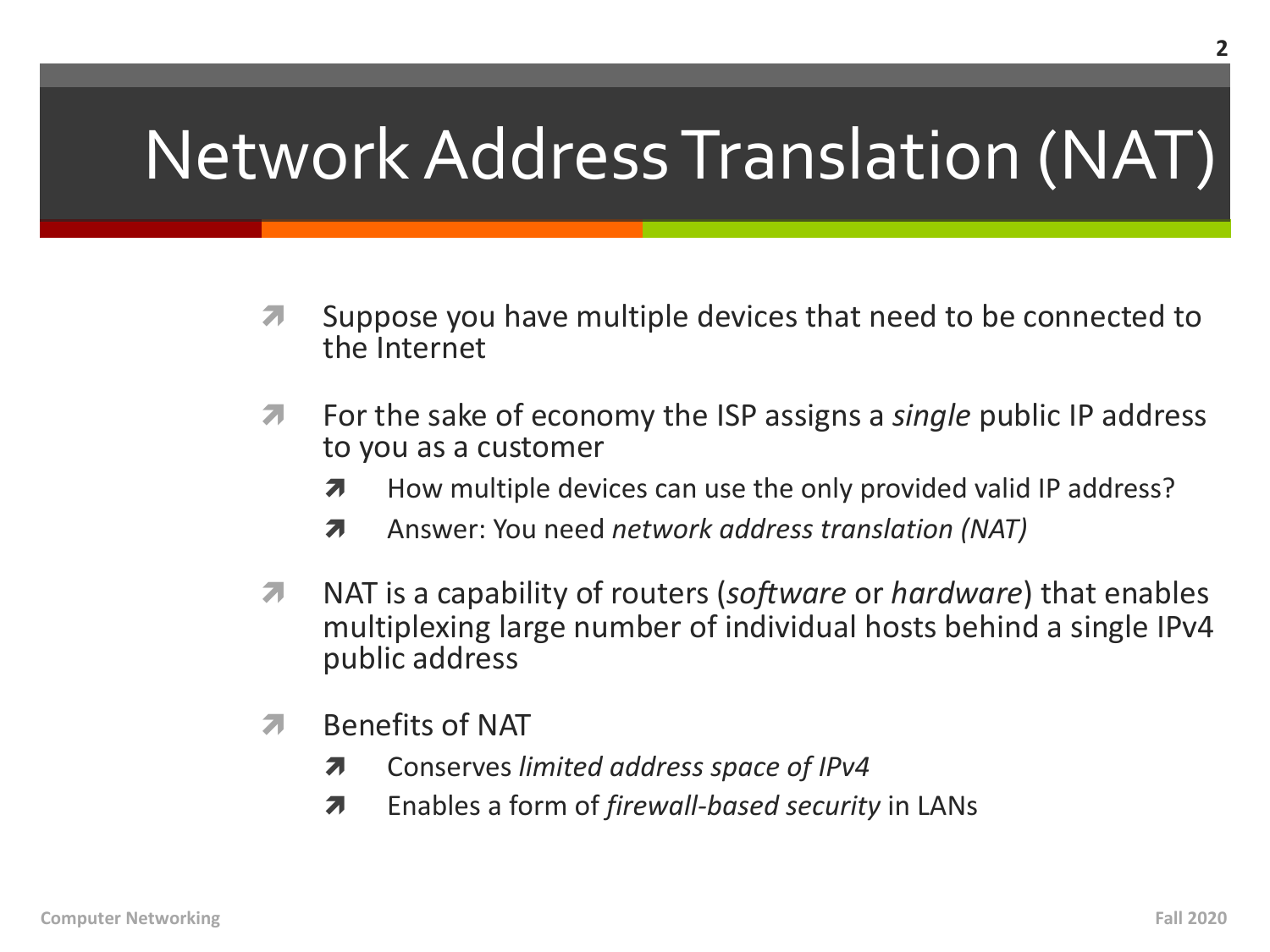# Network Address Translation (NAT)

- Suppose you have multiple devices that need to be connected to the Internet
- For the sake of economy the ISP assigns a *single* public IP address to you as a customer
  - How multiple devices can use the only provided valid IP address?
  - Answer: You need *network address translation (NAT)*
- NAT is a capability of routers (*software* or *hardware*) that enables multiplexing large number of individual hosts behind a single IPv4 public address
- Benefits of NAT
  - Conserves *limited address space of IPv4*
  - Enables a form of *firewall-based security* in LANs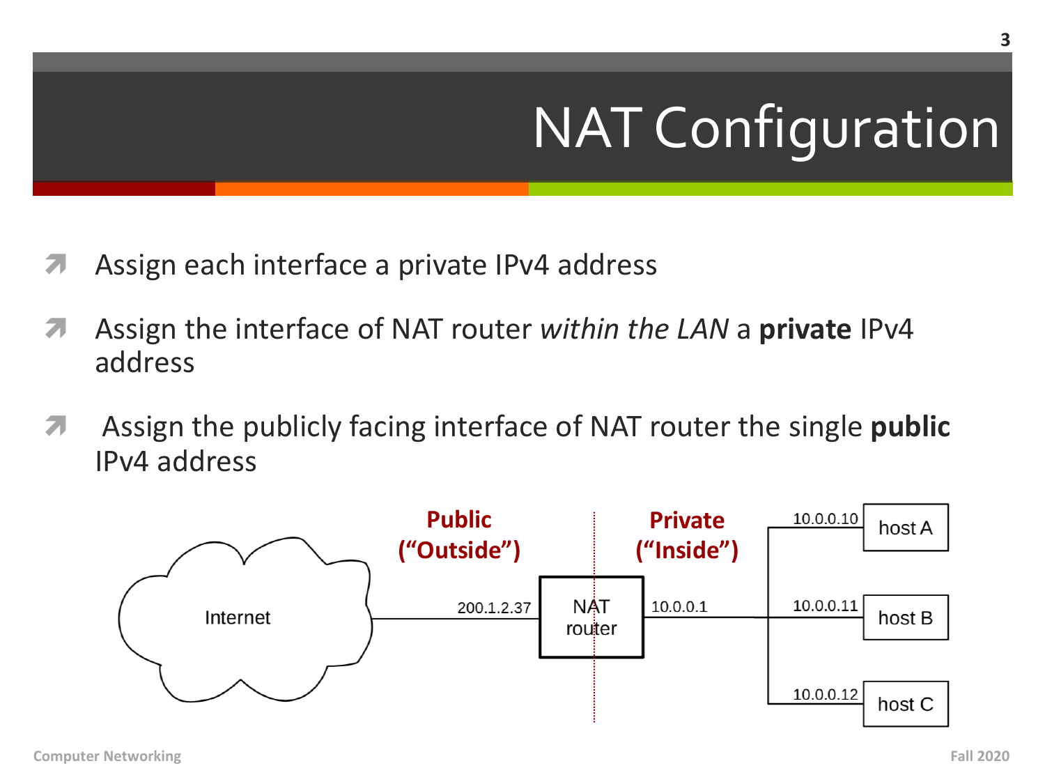# NAT Configuration

- Assign each interface a private IPv4 address
- Assign the interface of NAT router *within the LAN* a **private** IPv4 address
- Assign the publicly facing interface of NAT router the single **public** IPv4 address

Public ("Outside")

Private ("Inside")

Internet — 200.1.2.37 — NAT router — 10.0.0.1

10.0.0.10 host A

10.0.0.11 host B

10.0.0.12 host C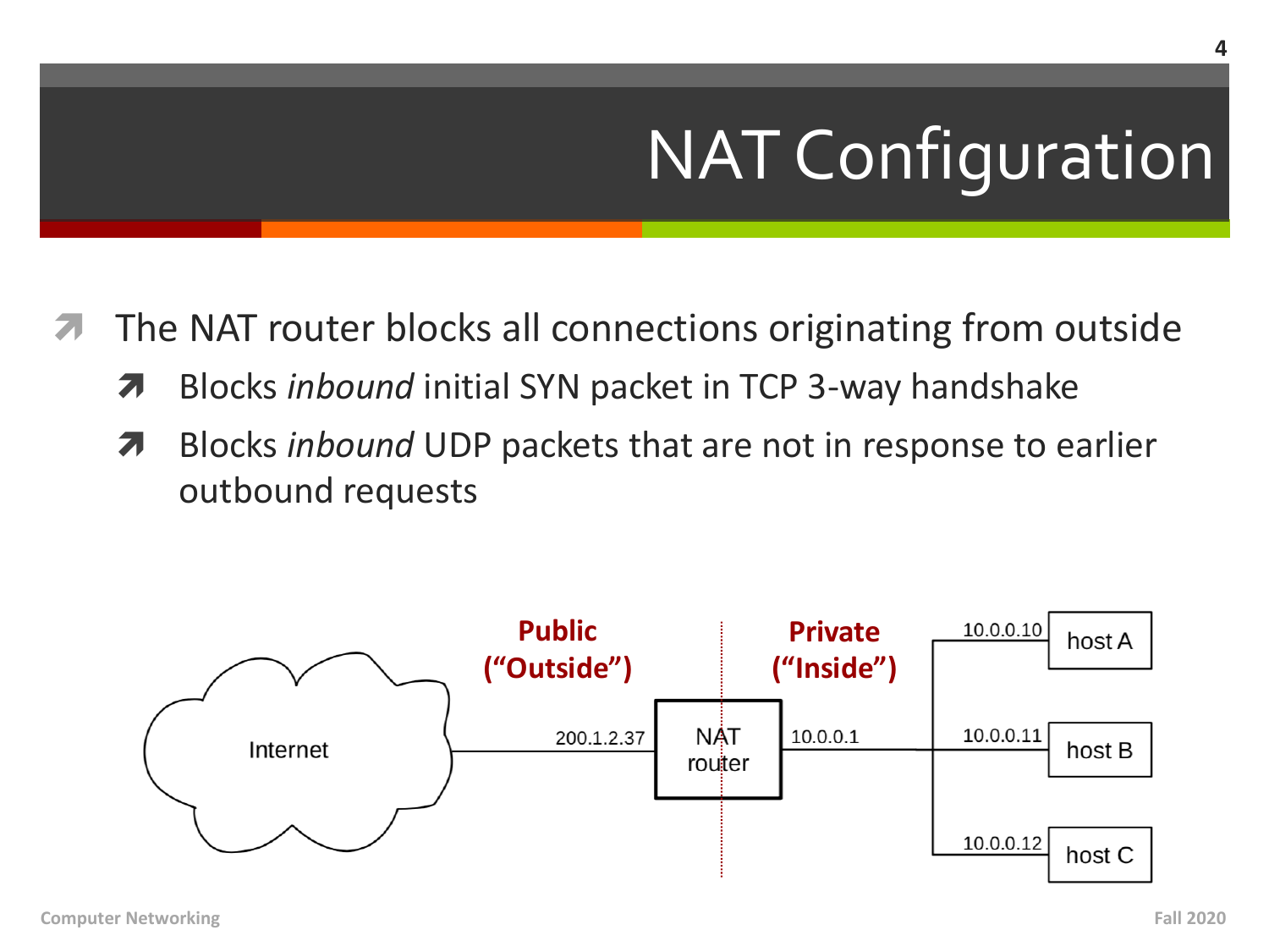# NAT Configuration

- The NAT router blocks all connections originating from outside
  - Blocks *inbound* initial SYN packet in TCP 3-way handshake
  - Blocks *inbound* UDP packets that are not in response to earlier outbound requests

**Public ("Outside")** | **Private ("Inside")**

Internet — 200.1.2.37 — NAT router — 10.0.0.1

- 10.0.0.10 host A
- 10.0.0.11 host B
- 10.0.0.12 host C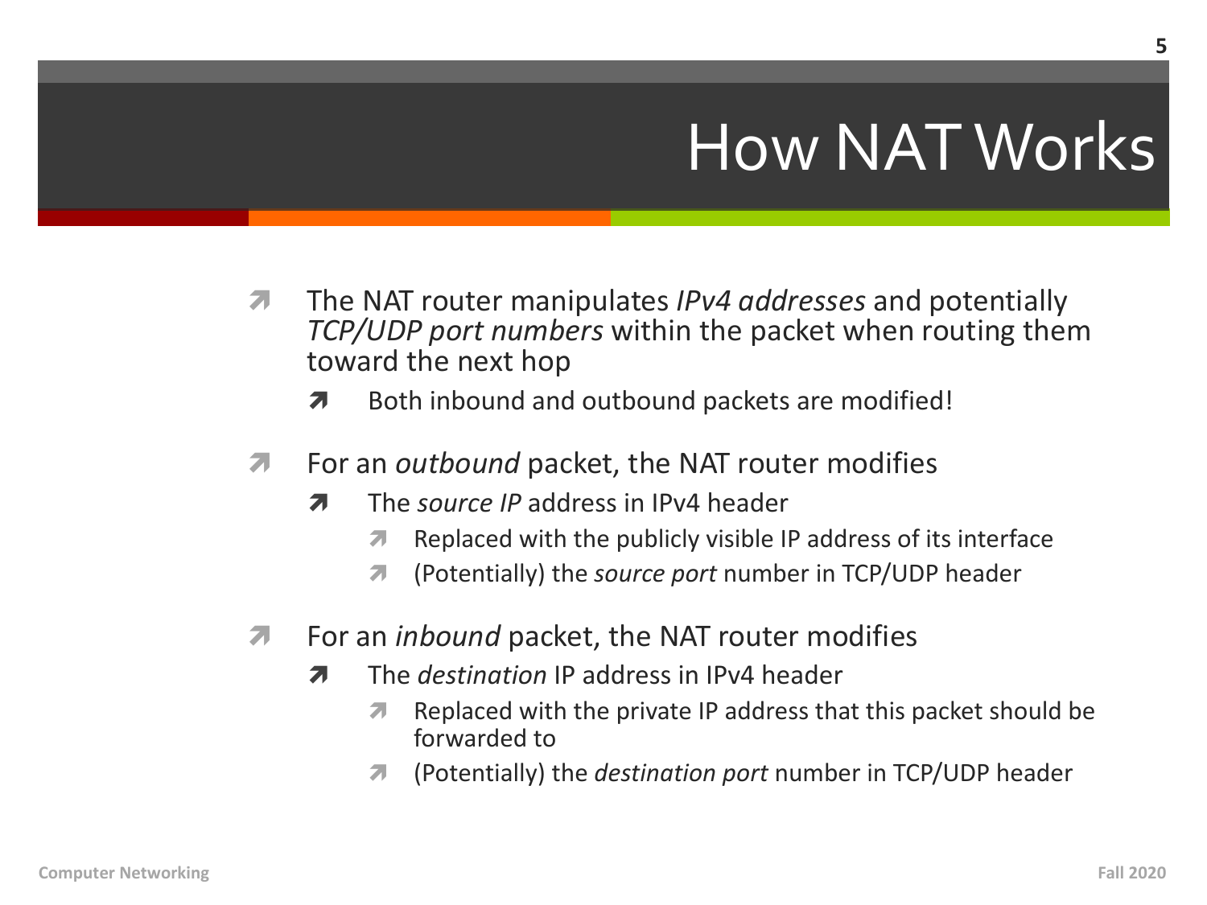# How NAT Works

- The NAT router manipulates *IPv4 addresses* and potentially *TCP/UDP port numbers* within the packet when routing them toward the next hop
  - Both inbound and outbound packets are modified!
- For an *outbound* packet, the NAT router modifies
  - The *source IP* address in IPv4 header
    - Replaced with the publicly visible IP address of its interface
    - (Potentially) the *source port* number in TCP/UDP header
- For an *inbound* packet, the NAT router modifies
  - The *destination* IP address in IPv4 header
    - Replaced with the private IP address that this packet should be forwarded to
    - (Potentially) the *destination port* number in TCP/UDP header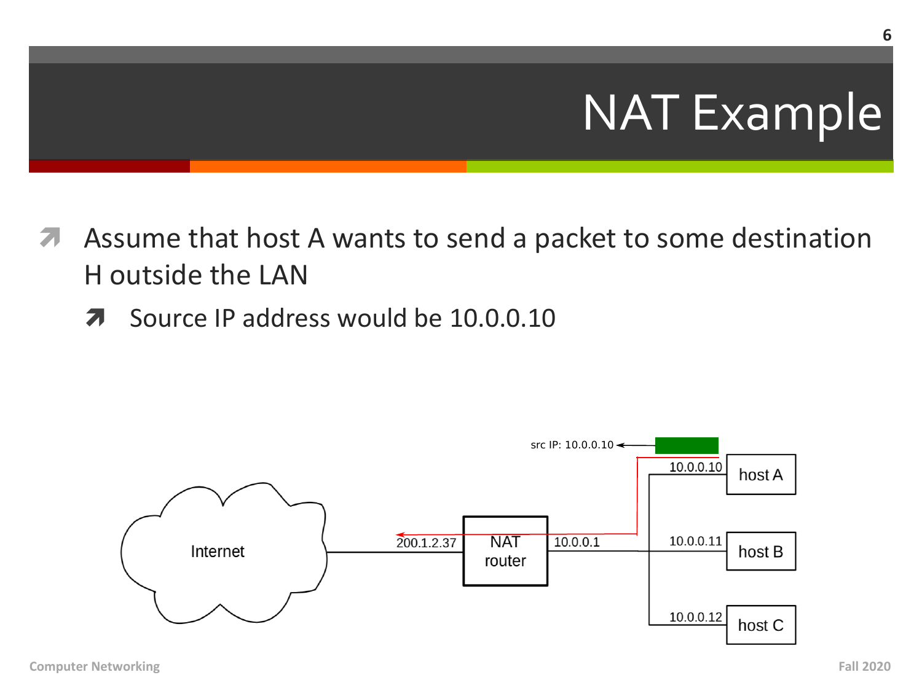# NAT Example

- Assume that host A wants to send a packet to some destination H outside the LAN
  - Source IP address would be 10.0.0.10

src IP: 10.0.0.10

Internet — 200.1.2.37 — NAT router — 10.0.0.1

10.0.0.10 host A

10.0.0.11 host B

10.0.0.12 host C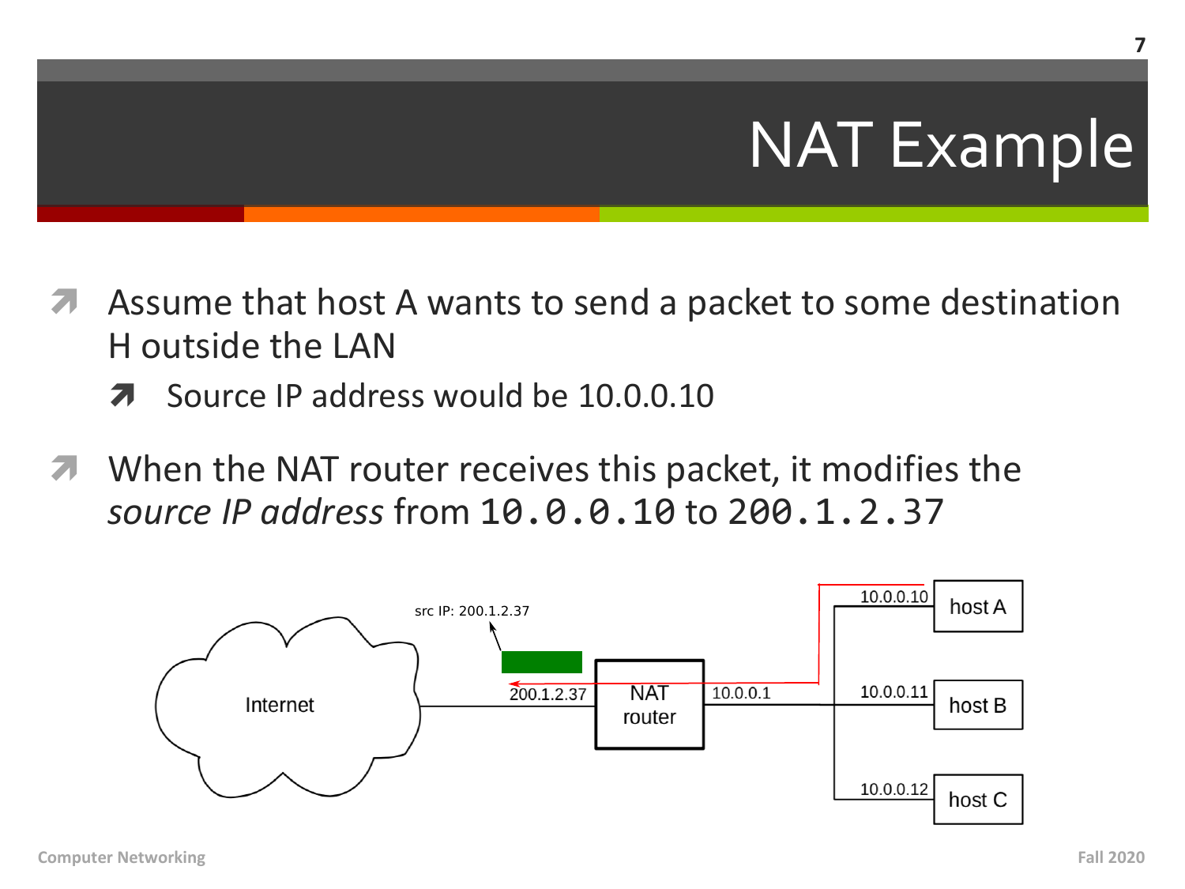# NAT Example

- Assume that host A wants to send a packet to some destination H outside the LAN
  - Source IP address would be 10.0.0.10
- When the NAT router receives this packet, it modifies the *source IP address* from `10.0.0.10` to `200.1.2.37`

src IP: 200.1.2.37

Internet

200.1.2.37

NAT router

10.0.0.1

10.0.0.10 host A

10.0.0.11 host B

10.0.0.12 host C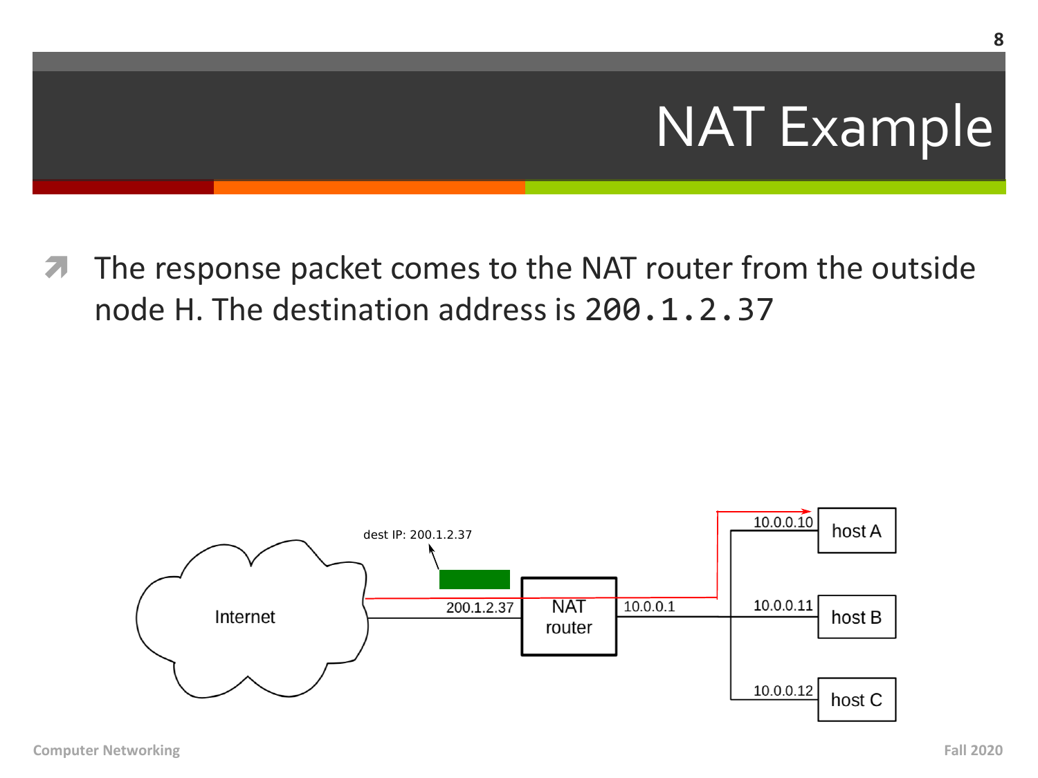# NAT Example

- The response packet comes to the NAT router from the outside node H. The destination address is `200.1.2.37`

dest IP: 200.1.2.37

Internet | 200.1.2.37 | NAT router | 10.0.0.1

10.0.0.10 host A

10.0.0.11 host B

10.0.0.12 host C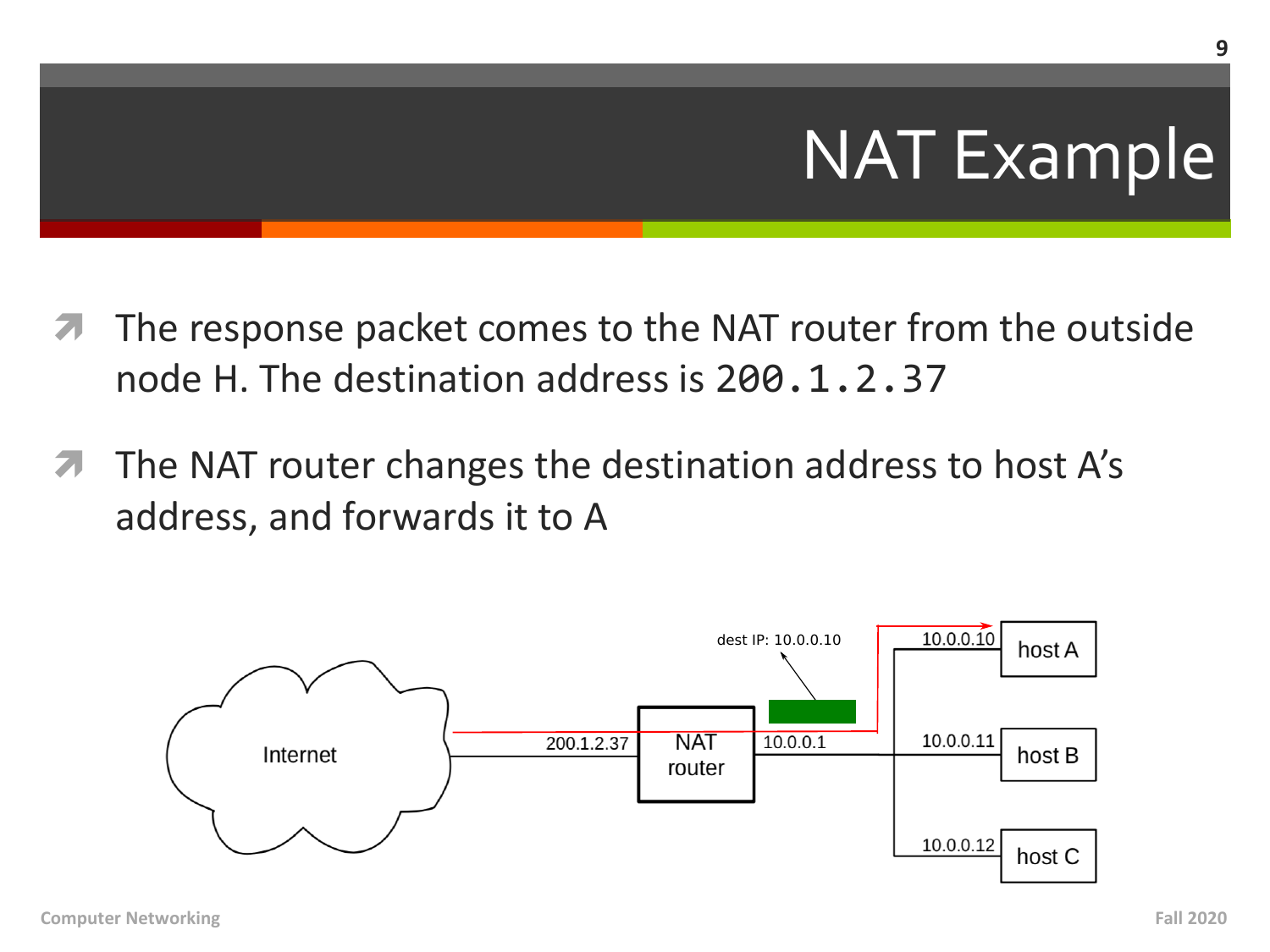# NAT Example

- The response packet comes to the NAT router from the outside node H. The destination address is `200.1.2.37`
- The NAT router changes the destination address to host A's address, and forwards it to A

Internet

200.1.2.37

NAT router

10.0.0.1

dest IP: 10.0.0.10

10.0.0.10 host A

10.0.0.11 host B

10.0.0.12 host C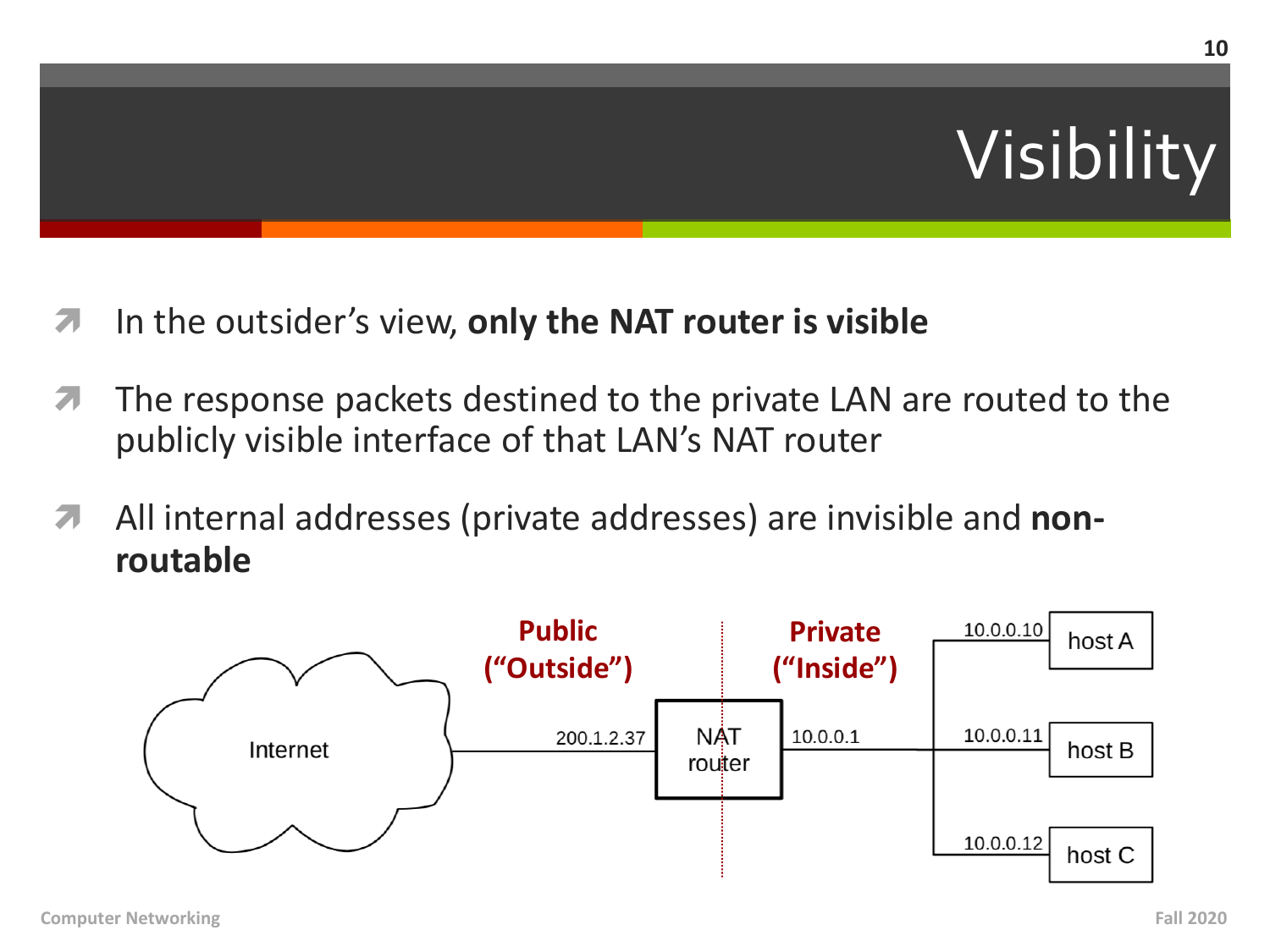# Visibility

- In the outsider's view, **only the NAT router is visible**
- The response packets destined to the private LAN are routed to the publicly visible interface of that LAN's NAT router
- All internal addresses (private addresses) are invisible and **non-routable**

**Public ("Outside")**  **Private ("Inside")**

Internet — 200.1.2.37 — NAT router — 10.0.0.1

- 10.0.0.10 host A
- 10.0.0.11 host B
- 10.0.0.12 host C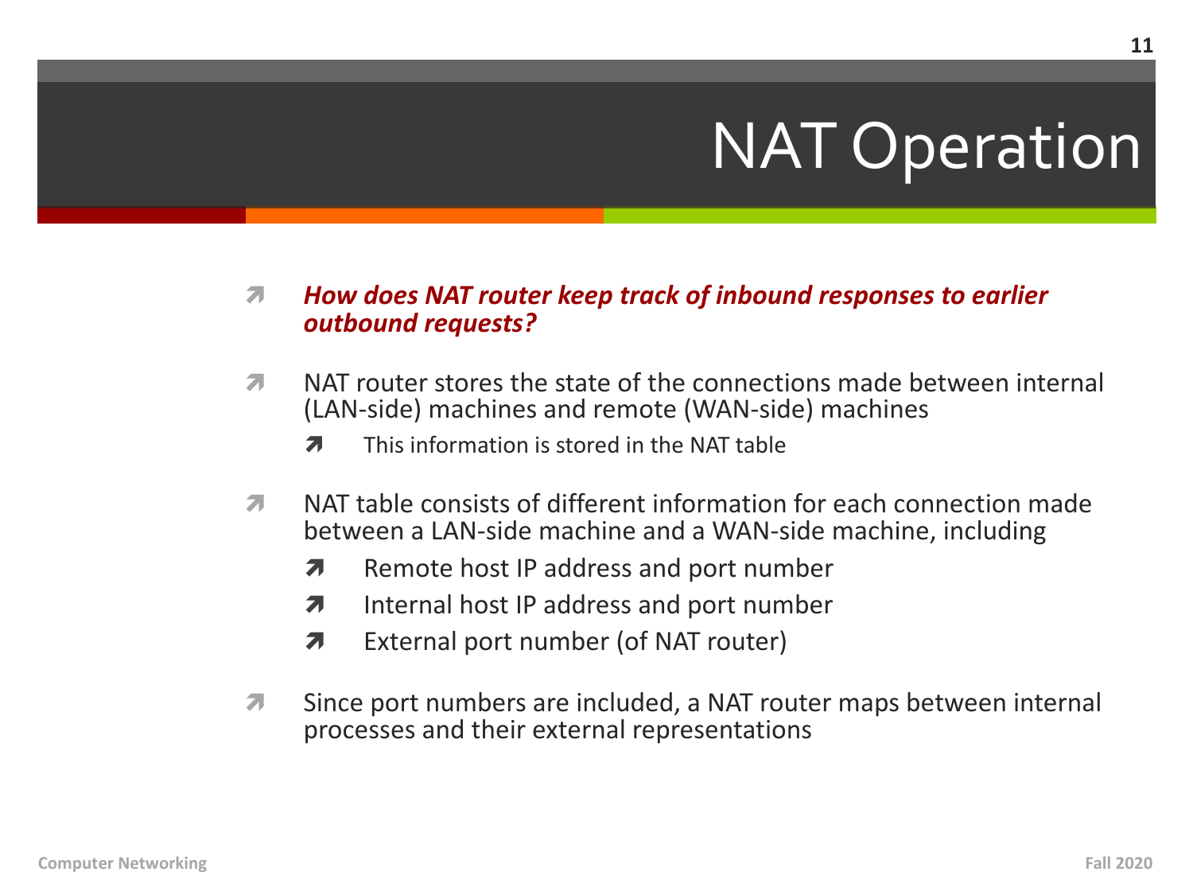# NAT Operation

- ***How does NAT router keep track of inbound responses to earlier outbound requests?***

- NAT router stores the state of the connections made between internal (LAN-side) machines and remote (WAN-side) machines
  - This information is stored in the NAT table

- NAT table consists of different information for each connection made between a LAN-side machine and a WAN-side machine, including
  - Remote host IP address and port number
  - Internal host IP address and port number
  - External port number (of NAT router)

- Since port numbers are included, a NAT router maps between internal processes and their external representations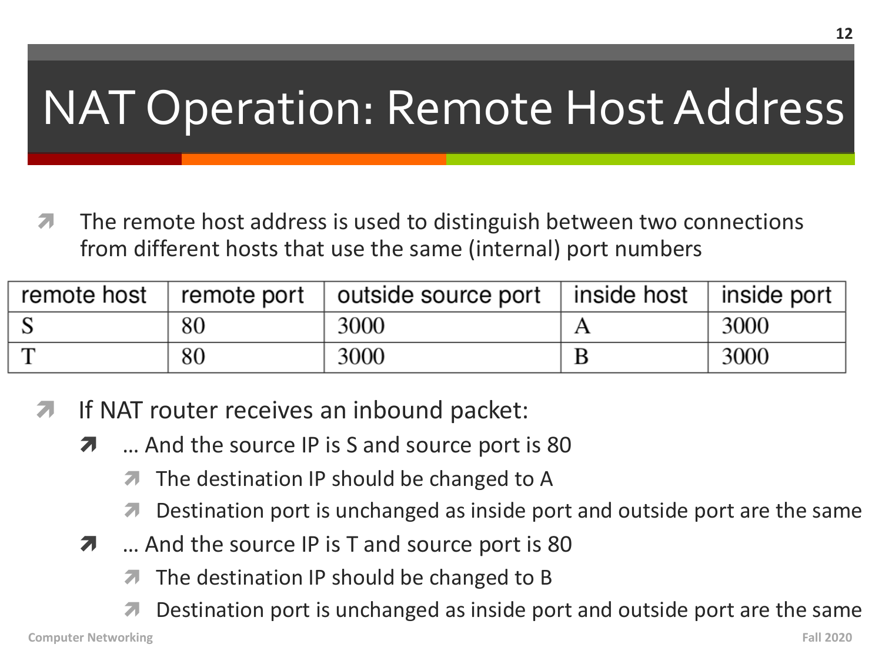# NAT Operation: Remote Host Address

- The remote host address is used to distinguish between two connections from different hosts that use the same (internal) port numbers

| remote host | remote port | outside source port | inside host | inside port |
|---|---|---|---|---|
| S | 80 | 3000 | A | 3000 |
| T | 80 | 3000 | B | 3000 |

- If NAT router receives an inbound packet:
  - … And the source IP is S and source port is 80
    - The destination IP should be changed to A
    - Destination port is unchanged as inside port and outside port are the same
  - … And the source IP is T and source port is 80
    - The destination IP should be changed to B
    - Destination port is unchanged as inside port and outside port are the same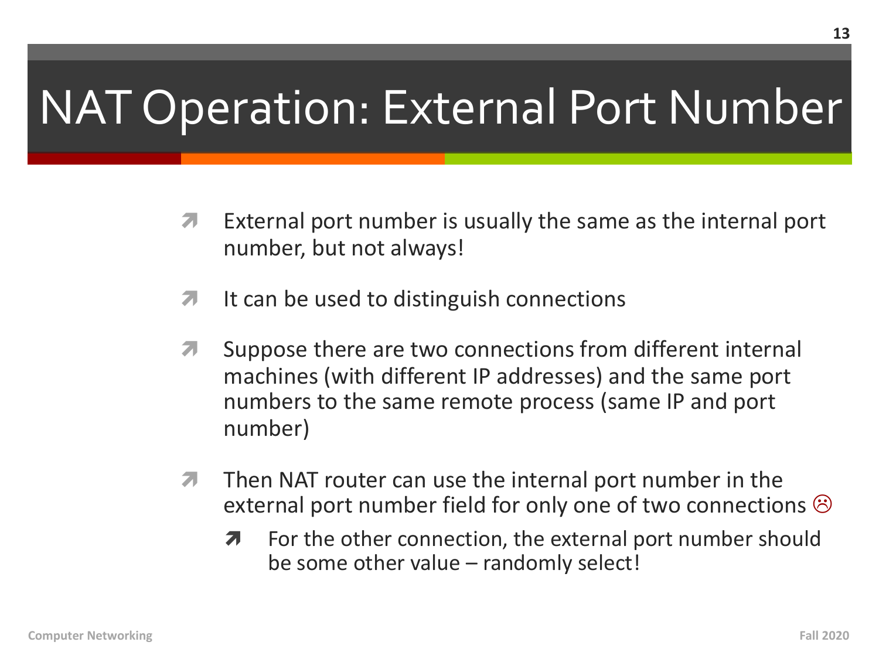# NAT Operation: External Port Number

- External port number is usually the same as the internal port number, but not always!
- It can be used to distinguish connections
- Suppose there are two connections from different internal machines (with different IP addresses) and the same port numbers to the same remote process (same IP and port number)
- Then NAT router can use the internal port number in the external port number field for only one of two connections ☹
  - For the other connection, the external port number should be some other value – randomly select!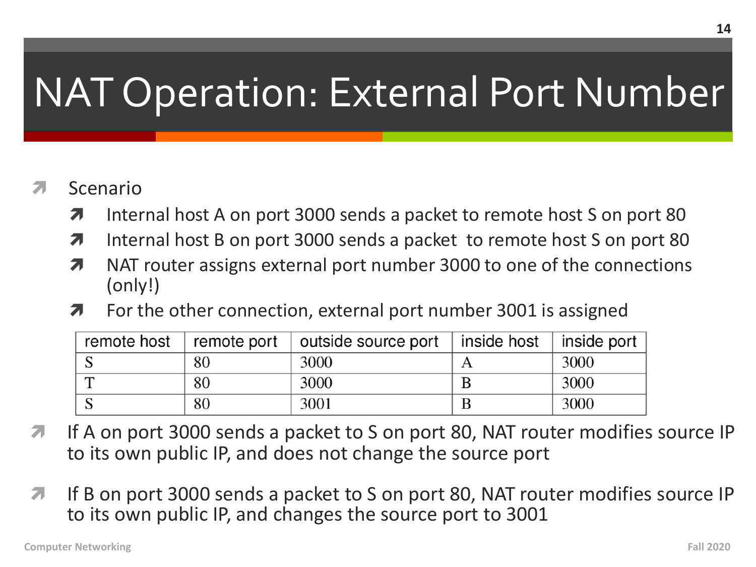# NAT Operation: External Port Number

- Scenario
  - Internal host A on port 3000 sends a packet to remote host S on port 80
  - Internal host B on port 3000 sends a packet to remote host S on port 80
  - NAT router assigns external port number 3000 to one of the connections (only!)
  - For the other connection, external port number 3001 is assigned

| remote host | remote port | outside source port | inside host | inside port |
|---|---|---|---|---|
| S | 80 | 3000 | A | 3000 |
| T | 80 | 3000 | B | 3000 |
| S | 80 | 3001 | B | 3000 |

- If A on port 3000 sends a packet to S on port 80, NAT router modifies source IP to its own public IP, and does not change the source port

- If B on port 3000 sends a packet to S on port 80, NAT router modifies source IP to its own public IP, and changes the source port to 3001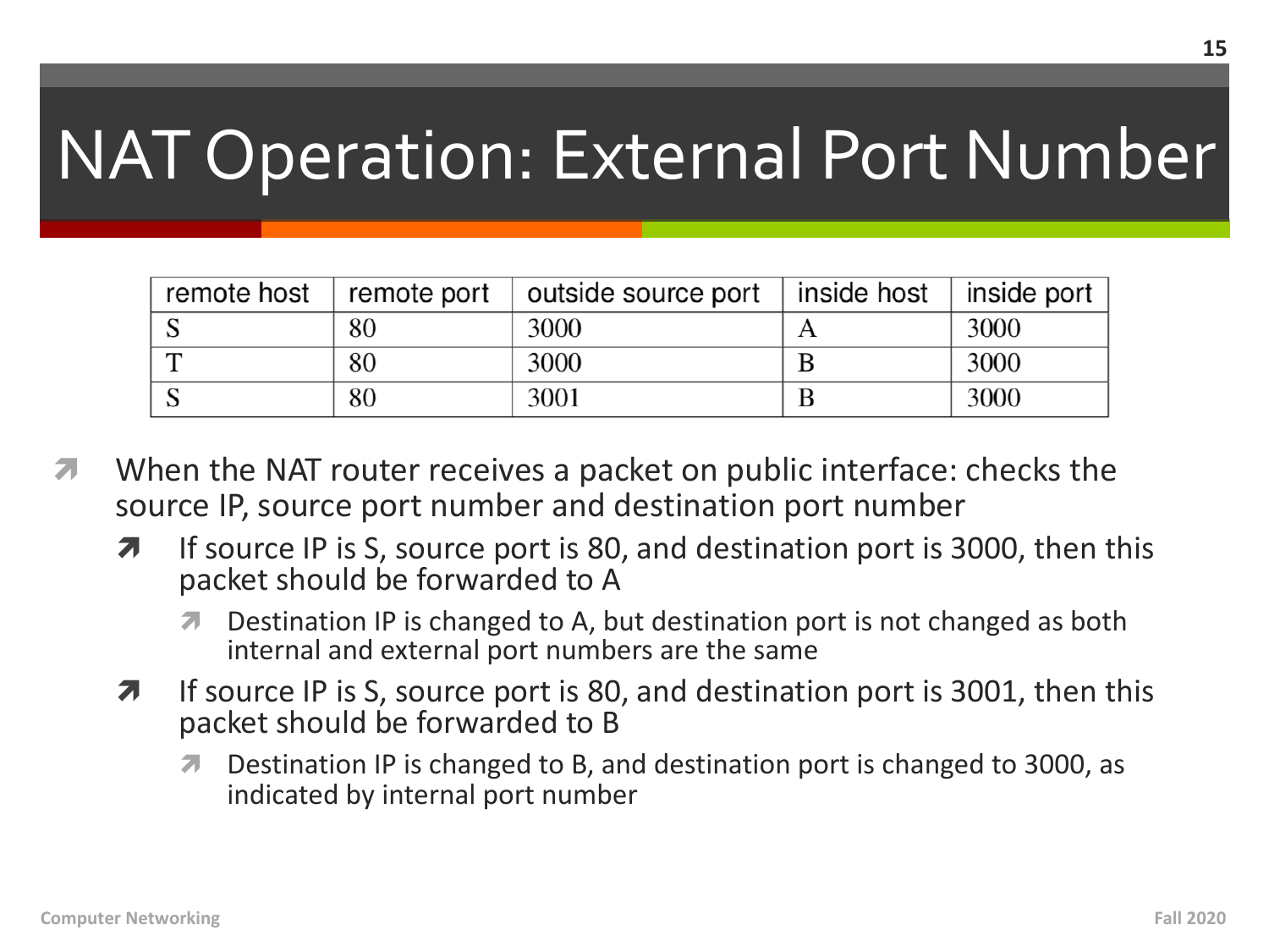# NAT Operation: External Port Number

| remote host | remote port | outside source port | inside host | inside port |
|---|---|---|---|---|
| S | 80 | 3000 | A | 3000 |
| T | 80 | 3000 | B | 3000 |
| S | 80 | 3001 | B | 3000 |

- When the NAT router receives a packet on public interface: checks the source IP, source port number and destination port number
  - If source IP is S, source port is 80, and destination port is 3000, then this packet should be forwarded to A
    - Destination IP is changed to A, but destination port is not changed as both internal and external port numbers are the same
  - If source IP is S, source port is 80, and destination port is 3001, then this packet should be forwarded to B
    - Destination IP is changed to B, and destination port is changed to 3000, as indicated by internal port number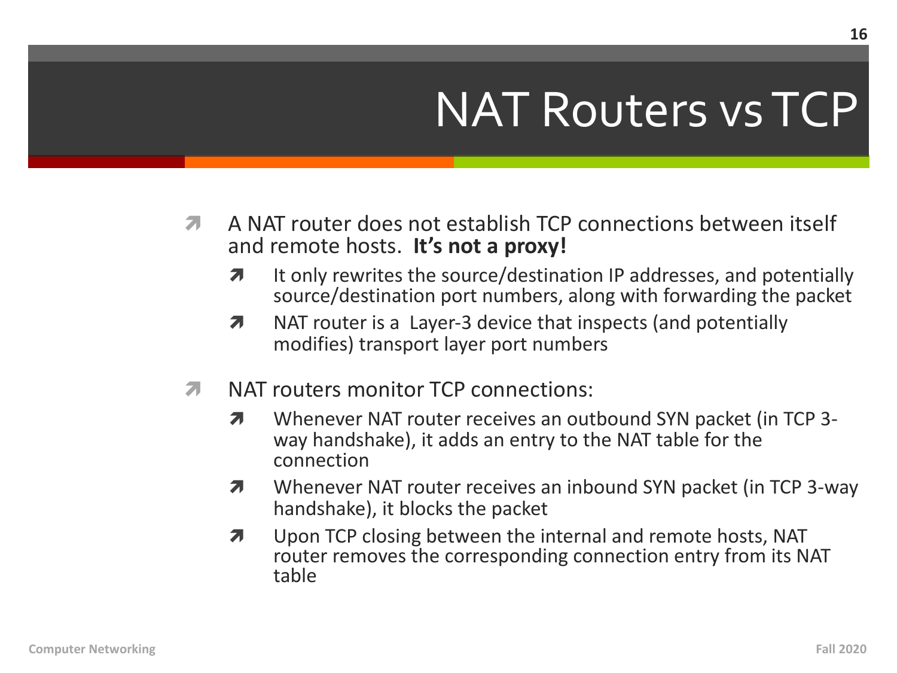# NAT Routers vs TCP

- A NAT router does not establish TCP connections between itself and remote hosts. **It's not a proxy!**
  - It only rewrites the source/destination IP addresses, and potentially source/destination port numbers, along with forwarding the packet
  - NAT router is a Layer-3 device that inspects (and potentially modifies) transport layer port numbers

- NAT routers monitor TCP connections:
  - Whenever NAT router receives an outbound SYN packet (in TCP 3-way handshake), it adds an entry to the NAT table for the connection
  - Whenever NAT router receives an inbound SYN packet (in TCP 3-way handshake), it blocks the packet
  - Upon TCP closing between the internal and remote hosts, NAT router removes the corresponding connection entry from its NAT table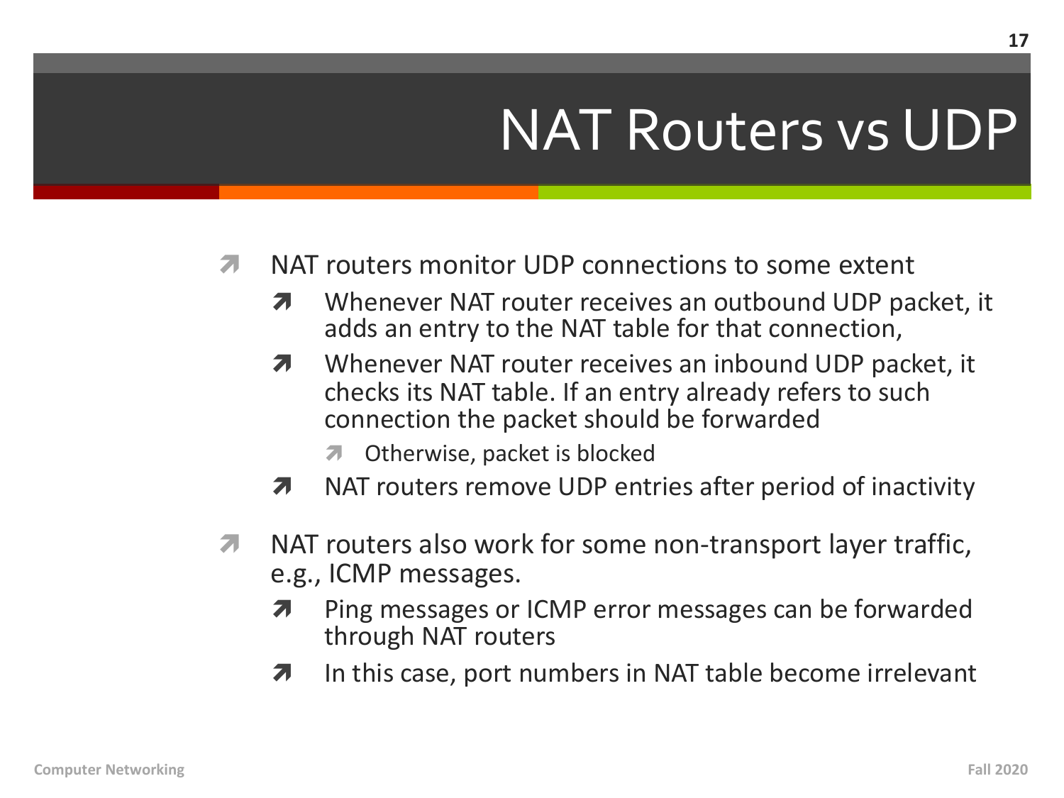# NAT Routers vs UDP

- NAT routers monitor UDP connections to some extent
  - Whenever NAT router receives an outbound UDP packet, it adds an entry to the NAT table for that connection,
  - Whenever NAT router receives an inbound UDP packet, it checks its NAT table. If an entry already refers to such connection the packet should be forwarded
    - Otherwise, packet is blocked
  - NAT routers remove UDP entries after period of inactivity

- NAT routers also work for some non-transport layer traffic, e.g., ICMP messages.
  - Ping messages or ICMP error messages can be forwarded through NAT routers
  - In this case, port numbers in NAT table become irrelevant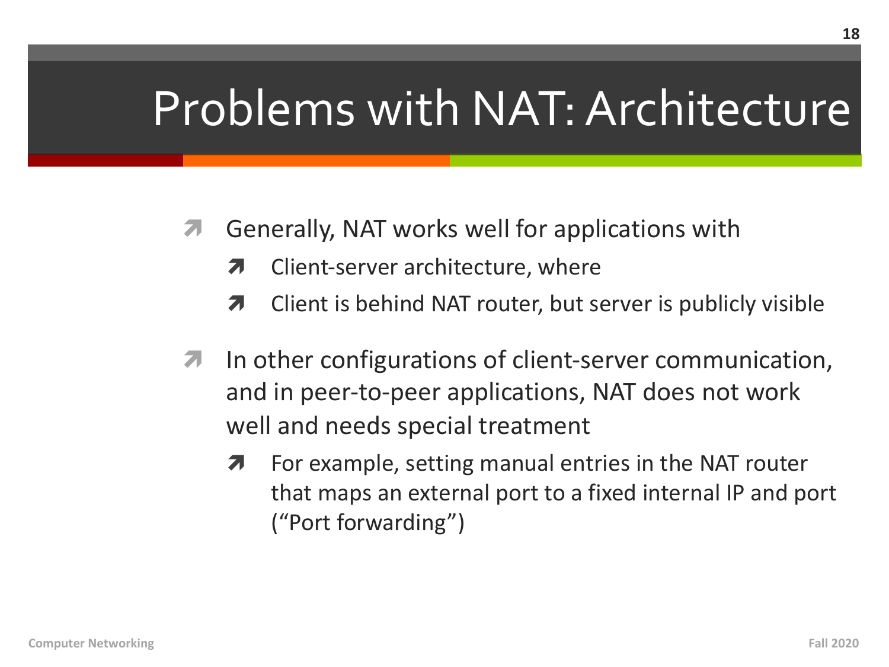# Problems with NAT: Architecture

- Generally, NAT works well for applications with
  - Client-server architecture, where
  - Client is behind NAT router, but server is publicly visible
- In other configurations of client-server communication, and in peer-to-peer applications, NAT does not work well and needs special treatment
  - For example, setting manual entries in the NAT router that maps an external port to a fixed internal IP and port ("Port forwarding")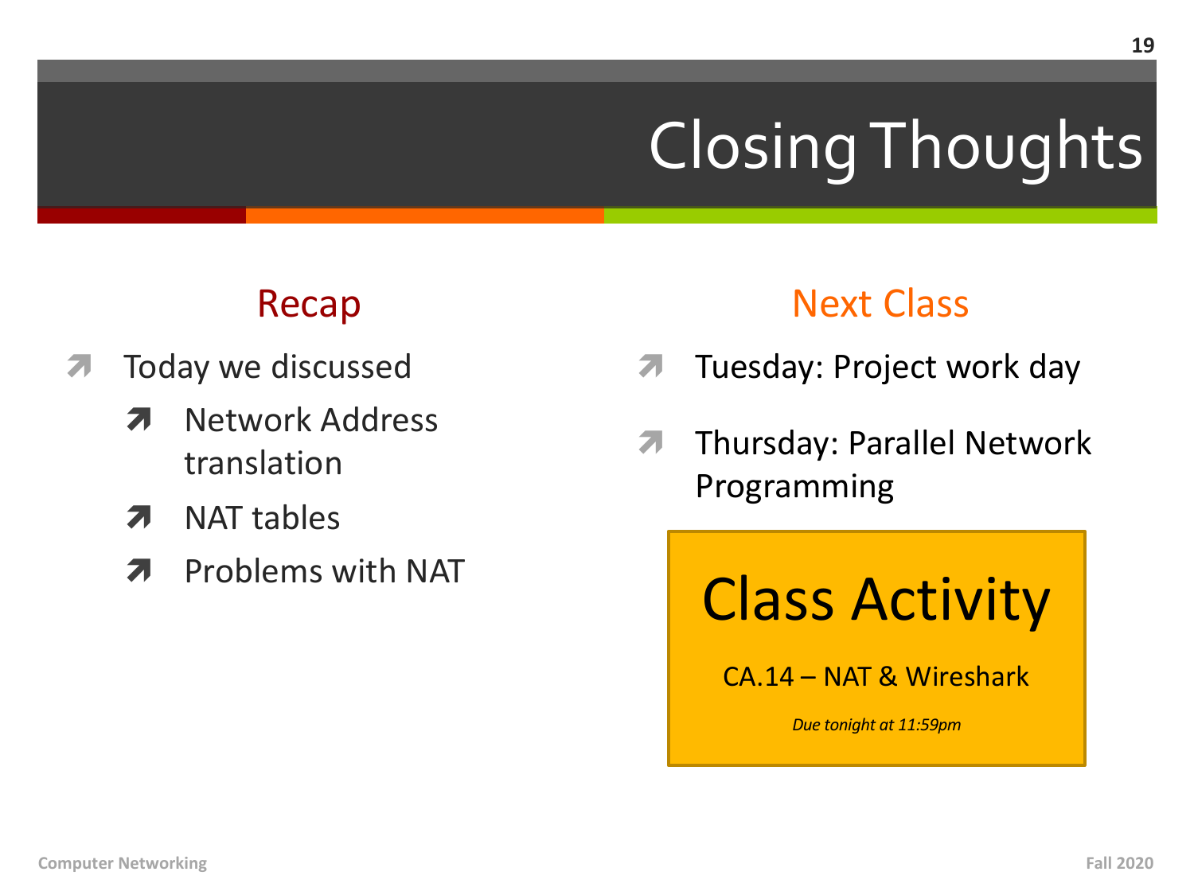# Closing Thoughts

## Recap

- Today we discussed
  - Network Address translation
  - NAT tables
  - Problems with NAT

## Next Class

- Tuesday: Project work day
- Thursday: Parallel Network Programming

### Class Activity

CA.14 – NAT & Wireshark

*Due tonight at 11:59pm*